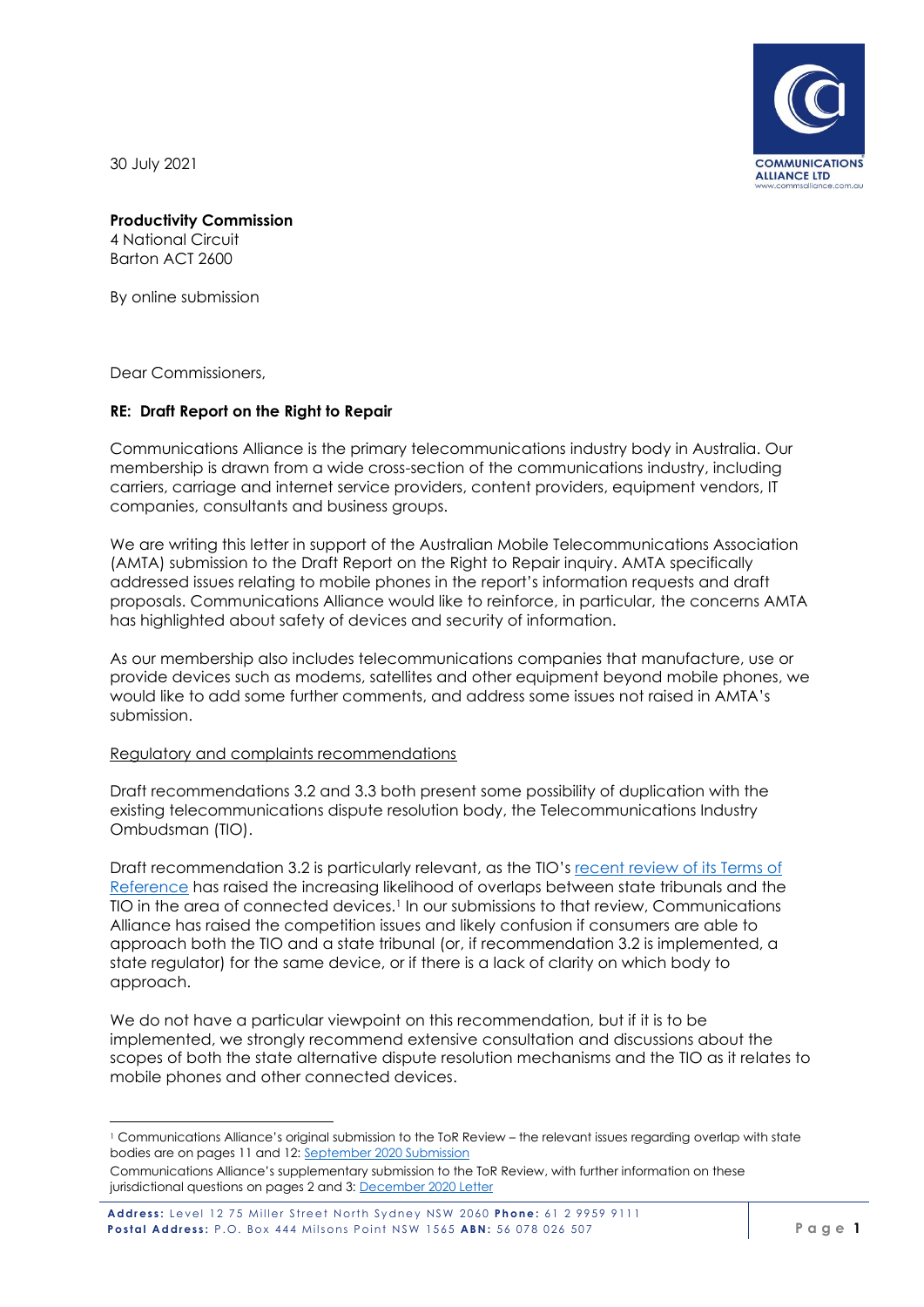30 July 2021

**Productivity Commission**
4 National Circuit
Barton ACT 2600

By online submission

Dear Commissioners,

**RE: Draft Report on the Right to Repair**

Communications Alliance is the primary telecommunications industry body in Australia. Our membership is drawn from a wide cross-section of the communications industry, including carriers, carriage and internet service providers, content providers, equipment vendors, IT companies, consultants and business groups.

We are writing this letter in support of the Australian Mobile Telecommunications Association (AMTA) submission to the Draft Report on the Right to Repair inquiry. AMTA specifically addressed issues relating to mobile phones in the report's information requests and draft proposals. Communications Alliance would like to reinforce, in particular, the concerns AMTA has highlighted about safety of devices and security of information.

As our membership also includes telecommunications companies that manufacture, use or provide devices such as modems, satellites and other equipment beyond mobile phones, we would like to add some further comments, and address some issues not raised in AMTA's submission.

Regulatory and complaints recommendations

Draft recommendations 3.2 and 3.3 both present some possibility of duplication with the existing telecommunications dispute resolution body, the Telecommunications Industry Ombudsman (TIO).

Draft recommendation 3.2 is particularly relevant, as the TIO's recent review of its Terms of Reference has raised the increasing likelihood of overlaps between state tribunals and the TIO in the area of connected devices.[1] In our submissions to that review, Communications Alliance has raised the competition issues and likely confusion if consumers are able to approach both the TIO and a state tribunal (or, if recommendation 3.2 is implemented, a state regulator) for the same device, or if there is a lack of clarity on which body to approach.

We do not have a particular viewpoint on this recommendation, but if it is to be implemented, we strongly recommend extensive consultation and discussions about the scopes of both the state alternative dispute resolution mechanisms and the TIO as it relates to mobile phones and other connected devices.

---

[1] Communications Alliance's original submission to the ToR Review – the relevant issues regarding overlap with state bodies are on pages 11 and 12: September 2020 Submission

Communications Alliance's supplementary submission to the ToR Review, with further information on these jurisdictional questions on pages 2 and 3: December 2020 Letter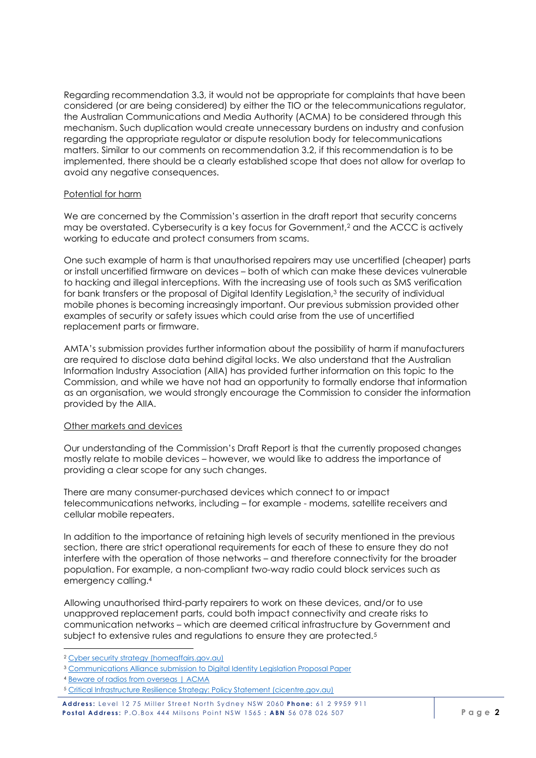Regarding recommendation 3.3, it would not be appropriate for complaints that have been considered (or are being considered) by either the TIO or the telecommunications regulator, the Australian Communications and Media Authority (ACMA) to be considered through this mechanism. Such duplication would create unnecessary burdens on industry and confusion regarding the appropriate regulator or dispute resolution body for telecommunications matters. Similar to our comments on recommendation 3.2, if this recommendation is to be implemented, there should be a clearly established scope that does not allow for overlap to avoid any negative consequences.

<u>Potential for harm</u>

We are concerned by the Commission's assertion in the draft report that security concerns may be overstated. Cybersecurity is a key focus for Government,[2] and the ACCC is actively working to educate and protect consumers from scams.

One such example of harm is that unauthorised repairers may use uncertified (cheaper) parts or install uncertified firmware on devices – both of which can make these devices vulnerable to hacking and illegal interceptions. With the increasing use of tools such as SMS verification for bank transfers or the proposal of Digital Identity Legislation,[3] the security of individual mobile phones is becoming increasingly important. Our previous submission provided other examples of security or safety issues which could arise from the use of uncertified replacement parts or firmware.

AMTA's submission provides further information about the possibility of harm if manufacturers are required to disclose data behind digital locks. We also understand that the Australian Information Industry Association (AIIA) has provided further information on this topic to the Commission, and while we have not had an opportunity to formally endorse that information as an organisation, we would strongly encourage the Commission to consider the information provided by the AIIA.

<u>Other markets and devices</u>

Our understanding of the Commission's Draft Report is that the currently proposed changes mostly relate to mobile devices – however, we would like to address the importance of providing a clear scope for any such changes.

There are many consumer-purchased devices which connect to or impact telecommunications networks, including – for example - modems, satellite receivers and cellular mobile repeaters.

In addition to the importance of retaining high levels of security mentioned in the previous section, there are strict operational requirements for each of these to ensure they do not interfere with the operation of those networks – and therefore connectivity for the broader population. For example, a non-compliant two-way radio could block services such as emergency calling.[4]

Allowing unauthorised third-party repairers to work on these devices, and/or to use unapproved replacement parts, could both impact connectivity and create risks to communication networks – which are deemed critical infrastructure by Government and subject to extensive rules and regulations to ensure they are protected.[5]

---

[2] Cyber security strategy (homeaffairs.gov.au)

[3] Communications Alliance submission to Digital Identity Legislation Proposal Paper

[4] Beware of radios from overseas | ACMA

[5] Critical Infrastructure Resilience Strategy: Policy Statement (cicentre.gov.au)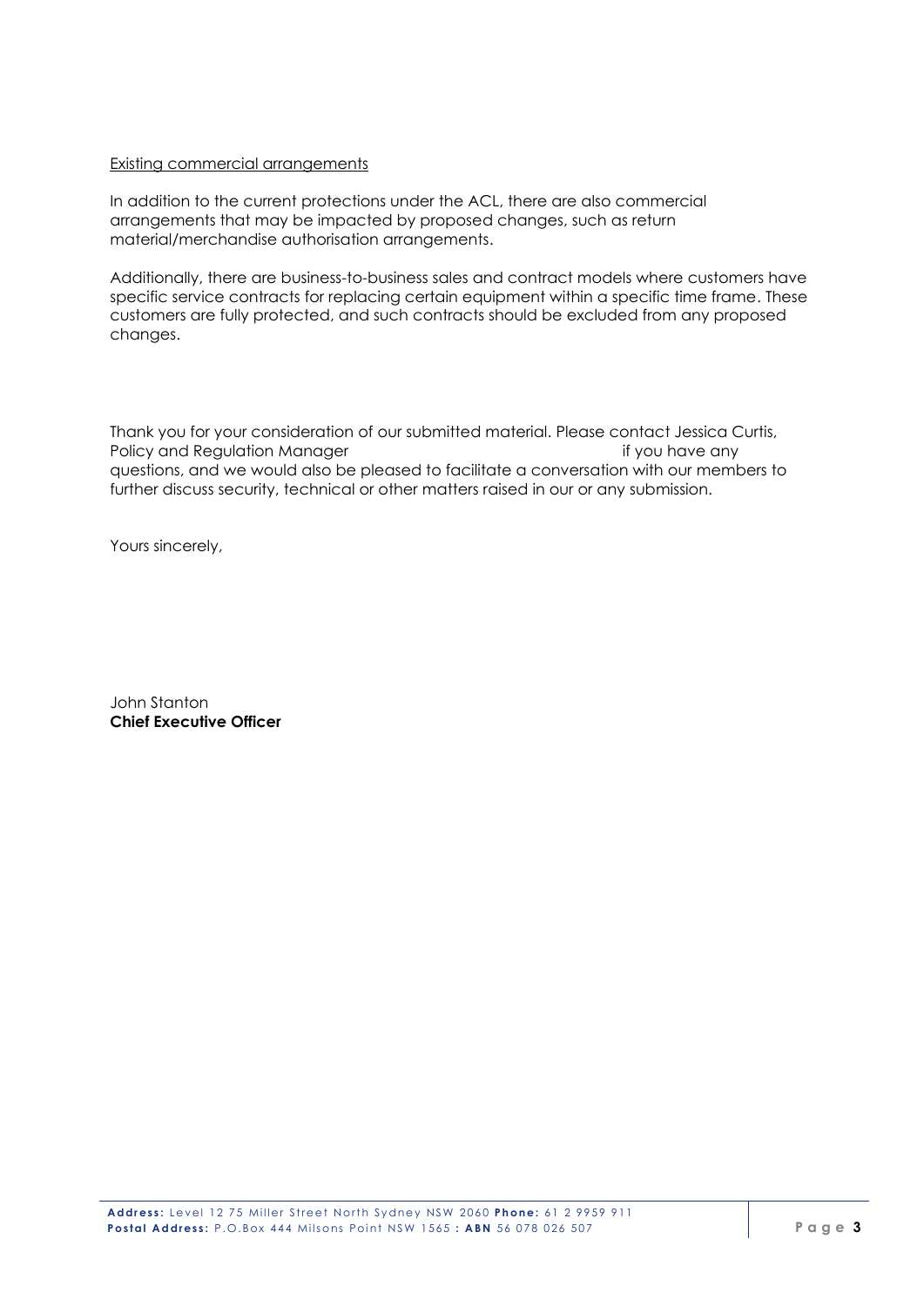Existing commercial arrangements

In addition to the current protections under the ACL, there are also commercial arrangements that may be impacted by proposed changes, such as return material/merchandise authorisation arrangements.

Additionally, there are business-to-business sales and contract models where customers have specific service contracts for replacing certain equipment within a specific time frame. These customers are fully protected, and such contracts should be excluded from any proposed changes.

Thank you for your consideration of our submitted material. Please contact Jessica Curtis, Policy and Regulation Manager if you have any questions, and we would also be pleased to facilitate a conversation with our members to further discuss security, technical or other matters raised in our or any submission.

Yours sincerely,

John Stanton
**Chief Executive Officer**